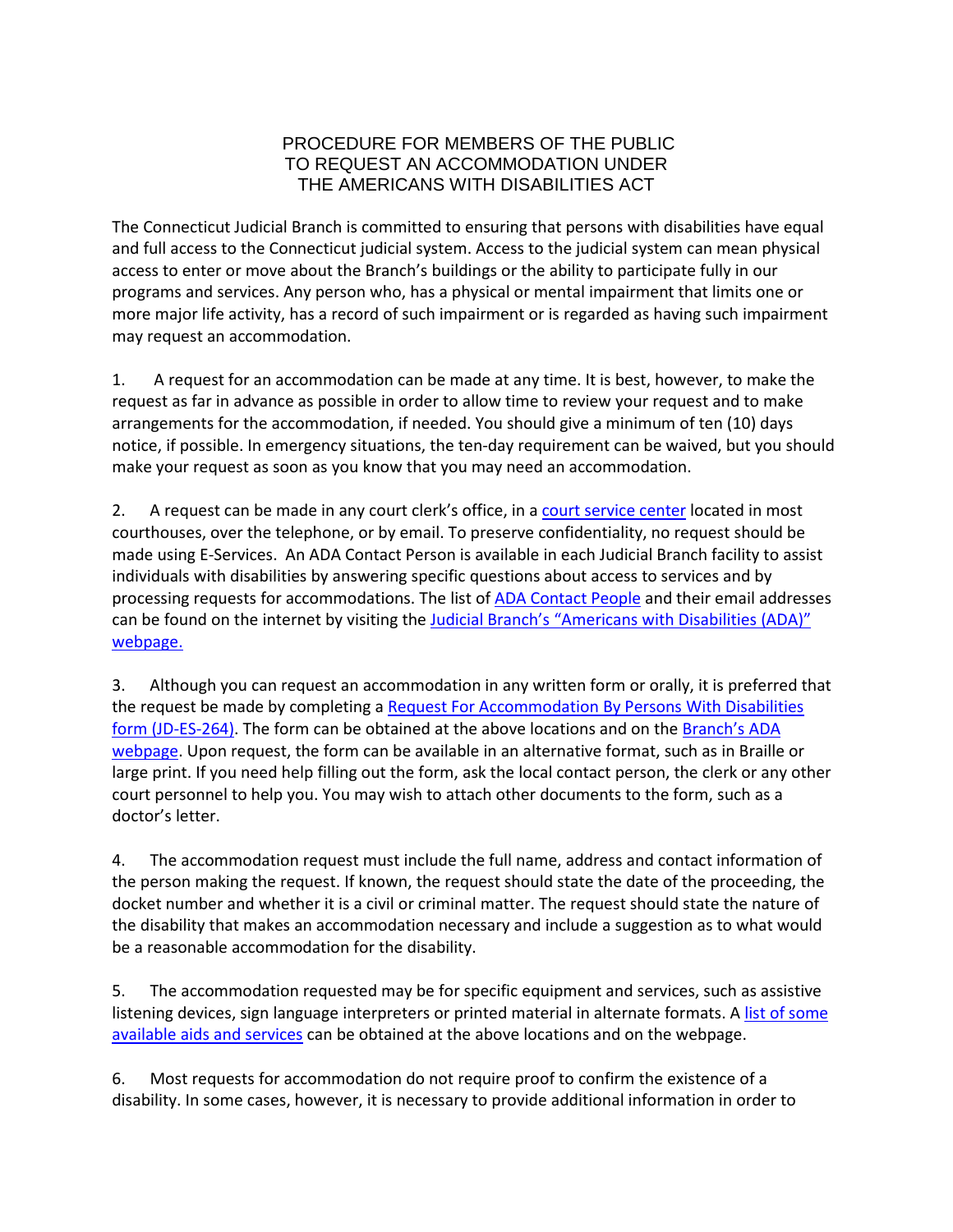# PROCEDURE FOR MEMBERS OF THE PUBLIC TO REQUEST AN ACCOMMODATION UNDER THE AMERICANS WITH DISABILITIES ACT

The Connecticut Judicial Branch is committed to ensuring that persons with disabilities have equal and full access to the Connecticut judicial system. Access to the judicial system can mean physical access to enter or move about the Branch's buildings or the ability to participate fully in our programs and services. Any person who, has a physical or mental impairment that limits one or more major life activity, has a record of such impairment or is regarded as having such impairment may request an accommodation.

1. A request for an accommodation can be made at any time. It is best, however, to make the request as far in advance as possible in order to allow time to review your request and to make arrangements for the accommodation, if needed. You should give a minimum of ten (10) days notice, if possible. In emergency situations, the ten-day requirement can be waived, but you should make your request as soon as you know that you may need an accommodation.

2. A request can be made in any court clerk's office, in a court service center located in most courthouses, over the telephone, or by email. To preserve confidentiality, no request should be made using E-Services. An ADA Contact Person is available in each Judicial Branch facility to assist individuals with disabilities by answering specific questions about access to services and by processing requests for accommodations. The list of ADA Contact People and their email addresses can be found on the internet by visiting the Judicial Branch's "Americans with Disabilities (ADA)" webpage.

3. Although you can request an accommodation in any written form or orally, it is preferred that the request be made by completing a Request For Accommodation By Persons With Disabilities form (JD-ES-264). The form can be obtained at the above locations and on the Branch's ADA webpage. Upon request, the form can be available in an alternative format, such as in Braille or large print. If you need help filling out the form, ask the local contact person, the clerk or any other court personnel to help you. You may wish to attach other documents to the form, such as a doctor's letter.

4. The accommodation request must include the full name, address and contact information of the person making the request. If known, the request should state the date of the proceeding, the docket number and whether it is a civil or criminal matter. The request should state the nature of the disability that makes an accommodation necessary and include a suggestion as to what would be a reasonable accommodation for the disability.

5. The accommodation requested may be for specific equipment and services, such as assistive listening devices, sign language interpreters or printed material in alternate formats. A list of some available aids and services can be obtained at the above locations and on the webpage.

6. Most requests for accommodation do not require proof to confirm the existence of a disability. In some cases, however, it is necessary to provide additional information in order to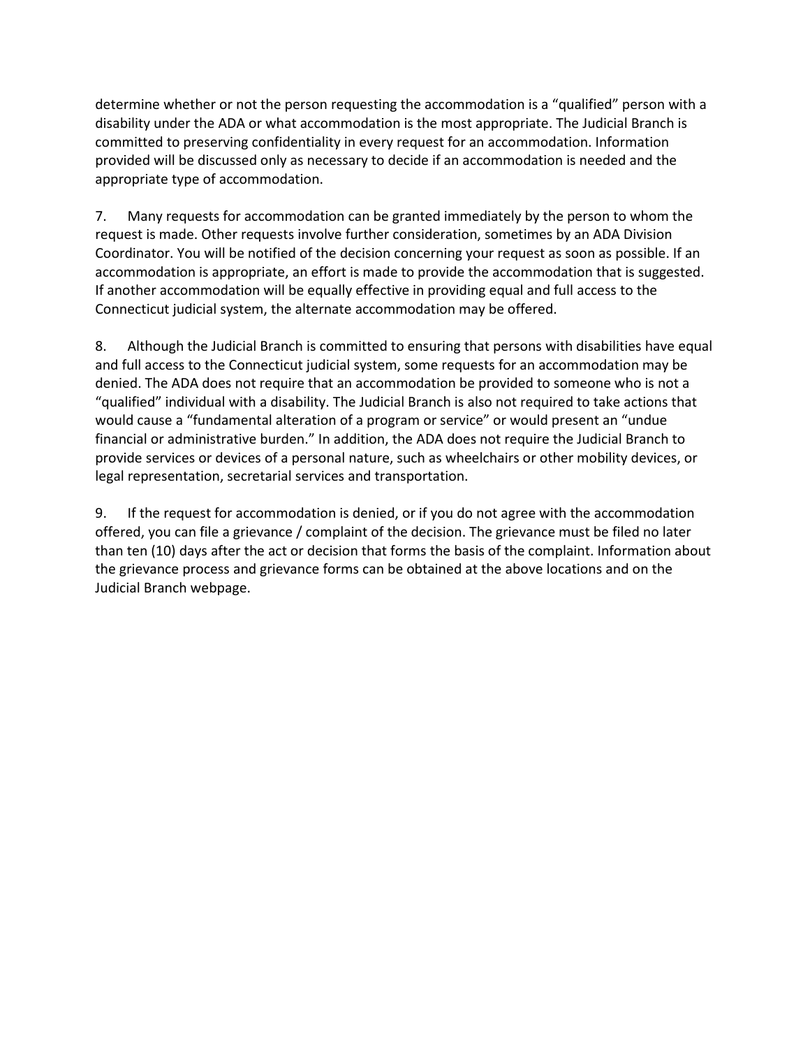determine whether or not the person requesting the accommodation is a "qualified" person with a disability under the ADA or what accommodation is the most appropriate. The Judicial Branch is committed to preserving confidentiality in every request for an accommodation. Information provided will be discussed only as necessary to decide if an accommodation is needed and the appropriate type of accommodation.

7. Many requests for accommodation can be granted immediately by the person to whom the request is made. Other requests involve further consideration, sometimes by an ADA Division Coordinator. You will be notified of the decision concerning your request as soon as possible. If an accommodation is appropriate, an effort is made to provide the accommodation that is suggested. If another accommodation will be equally effective in providing equal and full access to the Connecticut judicial system, the alternate accommodation may be offered.

8. Although the Judicial Branch is committed to ensuring that persons with disabilities have equal and full access to the Connecticut judicial system, some requests for an accommodation may be denied. The ADA does not require that an accommodation be provided to someone who is not a "qualified" individual with a disability. The Judicial Branch is also not required to take actions that would cause a "fundamental alteration of a program or service" or would present an "undue financial or administrative burden." In addition, the ADA does not require the Judicial Branch to provide services or devices of a personal nature, such as wheelchairs or other mobility devices, or legal representation, secretarial services and transportation.

9. If the request for accommodation is denied, or if you do not agree with the accommodation offered, you can file a grievance / complaint of the decision. The grievance must be filed no later than ten (10) days after the act or decision that forms the basis of the complaint. Information about the grievance process and grievance forms can be obtained at the above locations and on the Judicial Branch webpage.